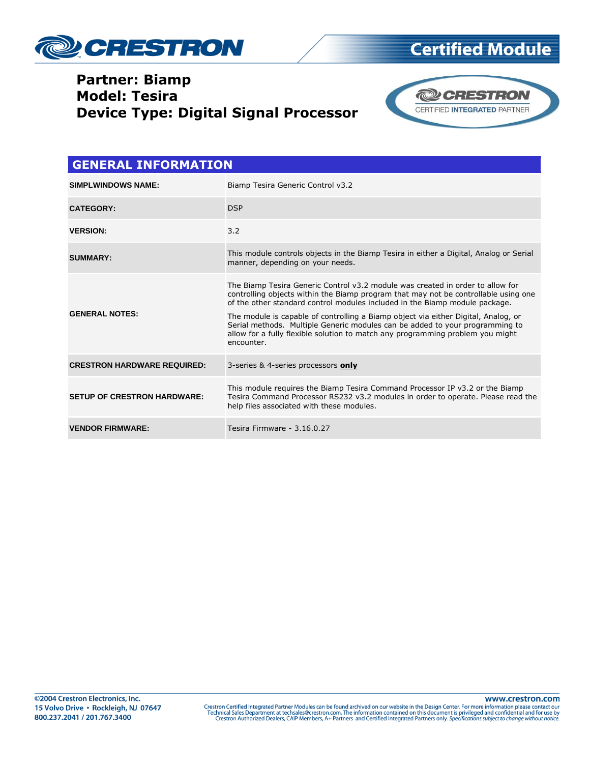# Certified Module

**Partner: Biamp**
**Model: Tesira**
**Device Type: Digital Signal Processor**

CERTIFIED INTEGRATED PARTNER

## GENERAL INFORMATION

| | |
|---|---|
| **SIMPLWINDOWS NAME:** | Biamp Tesira Generic Control v3.2 |
| **CATEGORY:** | DSP |
| **VERSION:** | 3.2 |
| **SUMMARY:** | This module controls objects in the Biamp Tesira in either a Digital, Analog or Serial manner, depending on your needs. |
| **GENERAL NOTES:** | The Biamp Tesira Generic Control v3.2 module was created in order to allow for controlling objects within the Biamp program that may not be controllable using one of the other standard control modules included in the Biamp module package. The module is capable of controlling a Biamp object via either Digital, Analog, or Serial methods. Multiple Generic modules can be added to your programming to allow for a fully flexible solution to match any programming problem you might encounter. |
| **CRESTRON HARDWARE REQUIRED:** | 3-series & 4-series processors **only** |
| **SETUP OF CRESTRON HARDWARE:** | This module requires the Biamp Tesira Command Processor IP v3.2 or the Biamp Tesira Command Processor RS232 v3.2 modules in order to operate. Please read the help files associated with these modules. |
| **VENDOR FIRMWARE:** | Tesira Firmware - 3.16.0.27 |

©2004 Crestron Electronics, Inc.
15 Volvo Drive • Rockleigh, NJ 07647
800.237.2041 / 201.767.3400

www.crestron.com
Crestron Certified Integrated Partner Modules can be found archived on our website in the Design Center. For more information please contact our Technical Sales Department at techsales@crestron.com. The information contained on this document is privileged and confidential and for use by Crestron Authorized Dealers, CAIP Members, A+ Partners and Certified Integrated Partners only. *Specifications subject to change without notice.*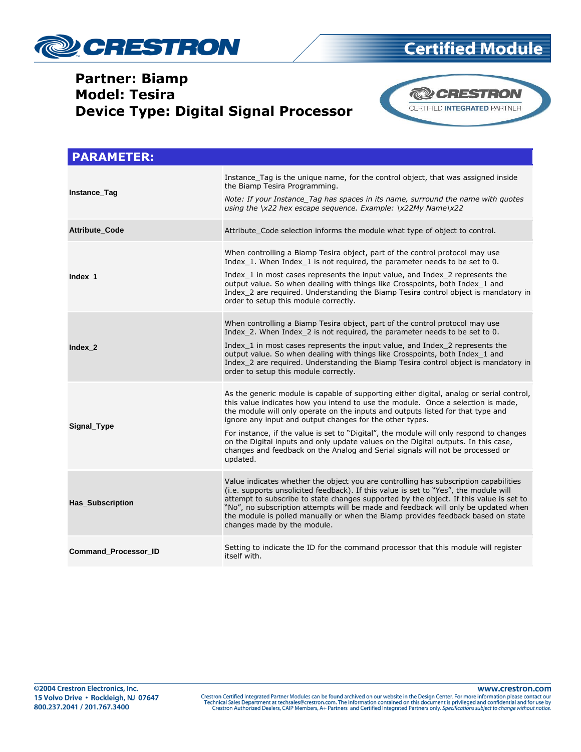**Partner: Biamp**
**Model: Tesira**
**Device Type: Digital Signal Processor**

## PARAMETER:

| | |
|---|---|
| **Instance_Tag** | Instance_Tag is the unique name, for the control object, that was assigned inside the Biamp Tesira Programming.<br>*Note: If your Instance_Tag has spaces in its name, surround the name with quotes using the \x22 hex escape sequence. Example: \x22My Name\x22* |
| **Attribute_Code** | Attribute_Code selection informs the module what type of object to control. |
| **Index_1** | When controlling a Biamp Tesira object, part of the control protocol may use Index_1. When Index_1 is not required, the parameter needs to be set to 0.<br>Index_1 in most cases represents the input value, and Index_2 represents the output value. So when dealing with things like Crosspoints, both Index_1 and Index_2 are required. Understanding the Biamp Tesira control object is mandatory in order to setup this module correctly. |
| **Index_2** | When controlling a Biamp Tesira object, part of the control protocol may use Index_2. When Index_2 is not required, the parameter needs to be set to 0.<br>Index_1 in most cases represents the input value, and Index_2 represents the output value. So when dealing with things like Crosspoints, both Index_1 and Index_2 are required. Understanding the Biamp Tesira control object is mandatory in order to setup this module correctly. |
| **Signal_Type** | As the generic module is capable of supporting either digital, analog or serial control, this value indicates how you intend to use the module. Once a selection is made, the module will only operate on the inputs and outputs listed for that type and ignore any input and output changes for the other types.<br>For instance, if the value is set to "Digital", the module will only respond to changes on the Digital inputs and only update values on the Digital outputs. In this case, changes and feedback on the Analog and Serial signals will not be processed or updated. |
| **Has_Subscription** | Value indicates whether the object you are controlling has subscription capabilities (i.e. supports unsolicited feedback). If this value is set to "Yes", the module will attempt to subscribe to state changes supported by the object. If this value is set to "No", no subscription attempts will be made and feedback will only be updated when the module is polled manually or when the Biamp provides feedback based on state changes made by the module. |
| **Command_Processor_ID** | Setting to indicate the ID for the command processor that this module will register itself with. |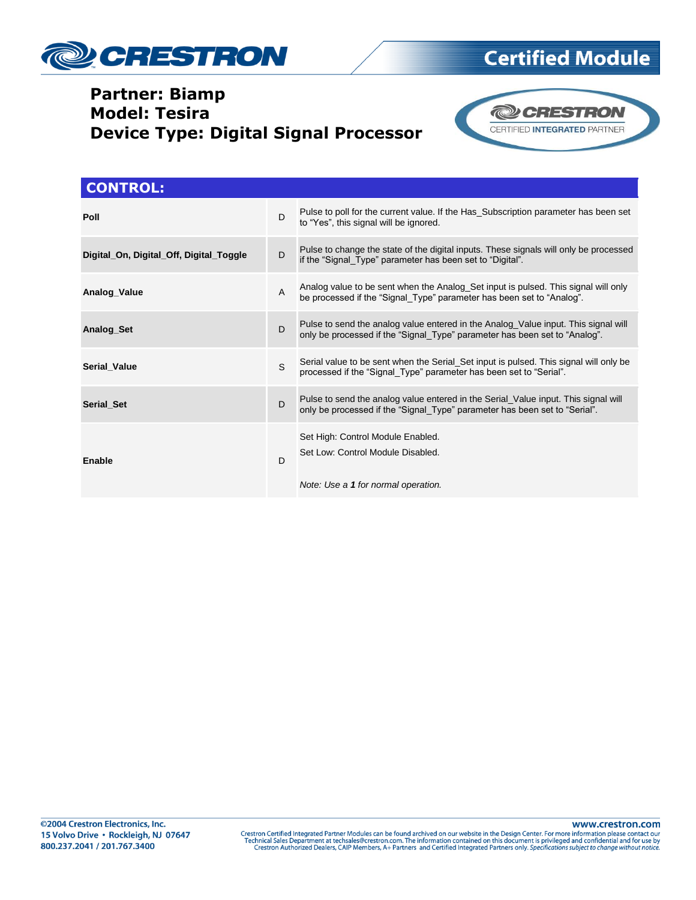**Partner: Biamp**
**Model: Tesira**
**Device Type: Digital Signal Processor**

## CONTROL:

| | | |
|---|---|---|
| **Poll** | D | Pulse to poll for the current value. If the Has_Subscription parameter has been set to "Yes", this signal will be ignored. |
| **Digital_On, Digital_Off, Digital_Toggle** | D | Pulse to change the state of the digital inputs. These signals will only be processed if the "Signal_Type" parameter has been set to "Digital". |
| **Analog_Value** | A | Analog value to be sent when the Analog_Set input is pulsed. This signal will only be processed if the "Signal_Type" parameter has been set to "Analog". |
| **Analog_Set** | D | Pulse to send the analog value entered in the Analog_Value input. This signal will only be processed if the "Signal_Type" parameter has been set to "Analog". |
| **Serial_Value** | S | Serial value to be sent when the Serial_Set input is pulsed. This signal will only be processed if the "Signal_Type" parameter has been set to "Serial". |
| **Serial_Set** | D | Pulse to send the analog value entered in the Serial_Value input. This signal will only be processed if the "Signal_Type" parameter has been set to "Serial". |
| **Enable** | D | Set High: Control Module Enabled.<br>Set Low: Control Module Disabled.<br>*Note: Use a **1** for normal operation.* |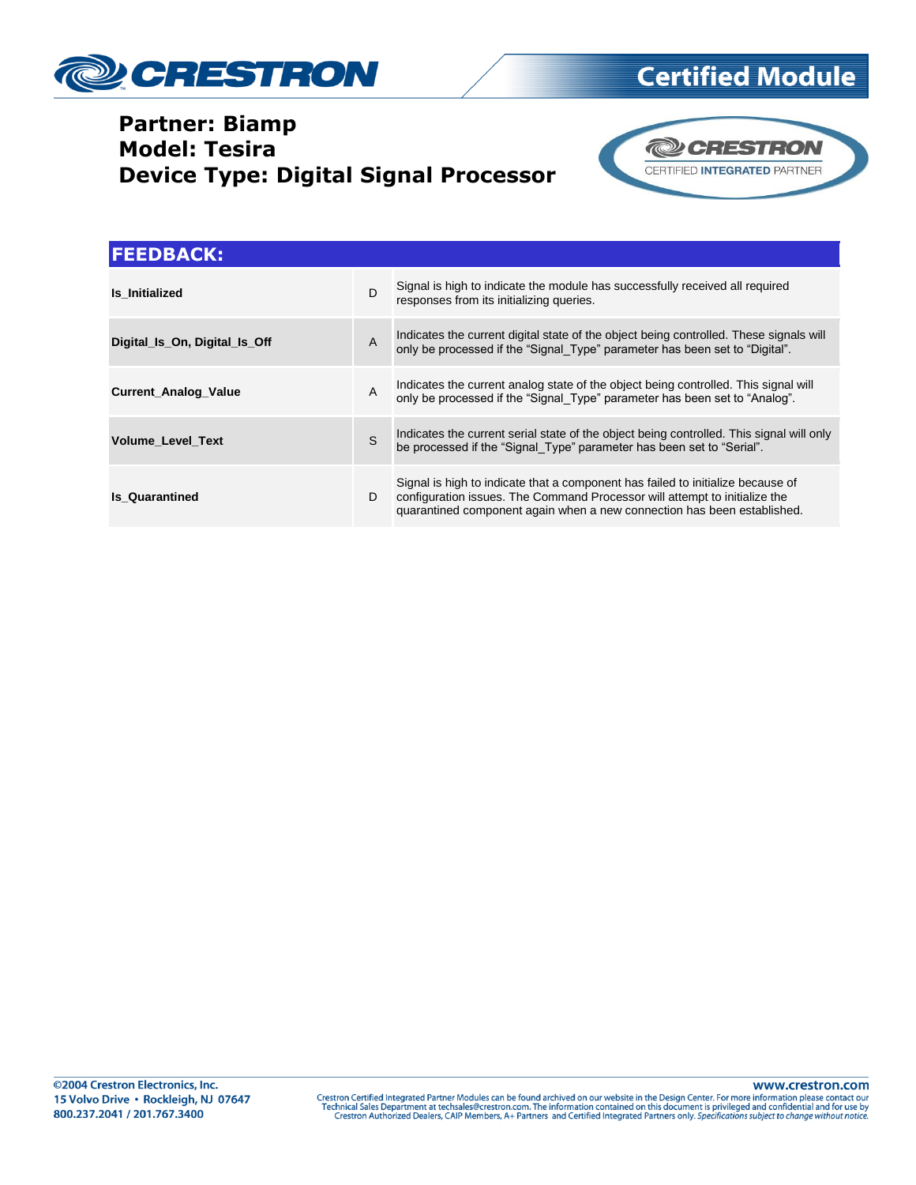**Partner: Biamp**
**Model: Tesira**
**Device Type: Digital Signal Processor**

## FEEDBACK:

| | | |
|---|---|---|
| **Is_Initialized** | D | Signal is high to indicate the module has successfully received all required responses from its initializing queries. |
| **Digital_Is_On, Digital_Is_Off** | A | Indicates the current digital state of the object being controlled. These signals will only be processed if the "Signal_Type" parameter has been set to "Digital". |
| **Current_Analog_Value** | A | Indicates the current analog state of the object being controlled. This signal will only be processed if the "Signal_Type" parameter has been set to "Analog". |
| **Volume_Level_Text** | S | Indicates the current serial state of the object being controlled. This signal will only be processed if the "Signal_Type" parameter has been set to "Serial". |
| **Is_Quarantined** | D | Signal is high to indicate that a component has failed to initialize because of configuration issues. The Command Processor will attempt to initialize the quarantined component again when a new connection has been established. |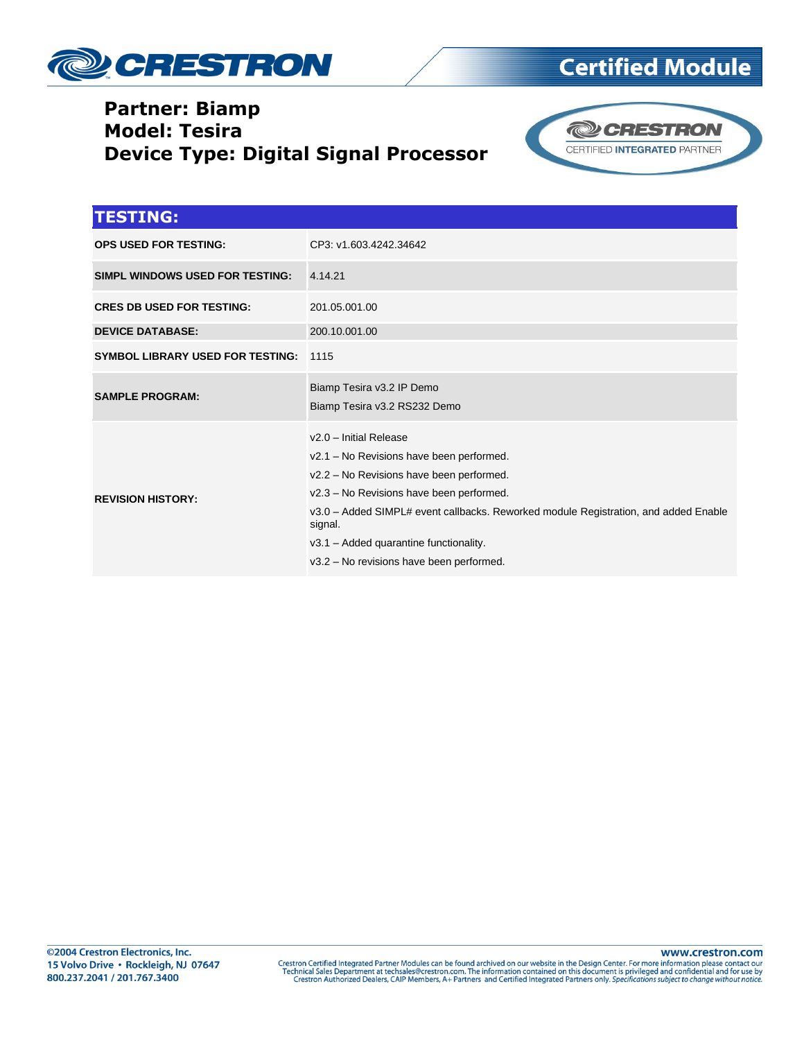**Partner: Biamp**
**Model: Tesira**
**Device Type: Digital Signal Processor**

## TESTING:

| | |
|---|---|
| **OPS USED FOR TESTING:** | CP3: v1.603.4242.34642 |
| **SIMPL WINDOWS USED FOR TESTING:** | 4.14.21 |
| **CRES DB USED FOR TESTING:** | 201.05.001.00 |
| **DEVICE DATABASE:** | 200.10.001.00 |
| **SYMBOL LIBRARY USED FOR TESTING:** | 1115 |
| **SAMPLE PROGRAM:** | Biamp Tesira v3.2 IP Demo<br>Biamp Tesira v3.2 RS232 Demo |
| **REVISION HISTORY:** | v2.0 – Initial Release<br>v2.1 – No Revisions have been performed.<br>v2.2 – No Revisions have been performed.<br>v2.3 – No Revisions have been performed.<br>v3.0 – Added SIMPL# event callbacks. Reworked module Registration, and added Enable signal.<br>v3.1 – Added quarantine functionality.<br>v3.2 – No revisions have been performed. |